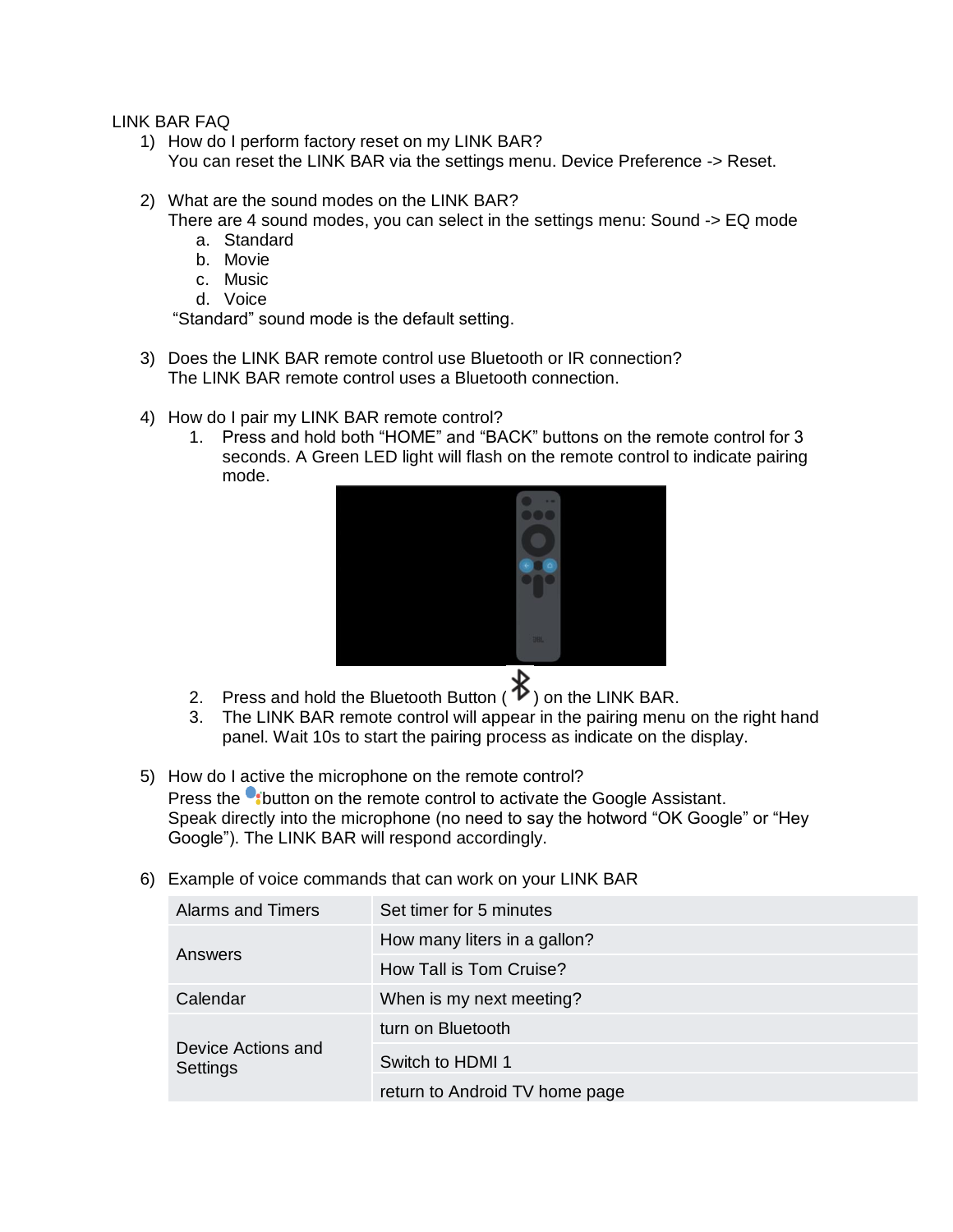LINK BAR FAQ

1) How do I perform factory reset on my LINK BAR?
   You can reset the LINK BAR via the settings menu. Device Preference -> Reset.

2) What are the sound modes on the LINK BAR?
   There are 4 sound modes, you can select in the settings menu: Sound -> EQ mode
   a. Standard
   b. Movie
   c. Music
   d. Voice

   "Standard" sound mode is the default setting.

3) Does the LINK BAR remote control use Bluetooth or IR connection?
   The LINK BAR remote control uses a Bluetooth connection.

4) How do I pair my LINK BAR remote control?
   1. Press and hold both "HOME" and "BACK" buttons on the remote control for 3 seconds. A Green LED light will flash on the remote control to indicate pairing mode.
   2. Press and hold the Bluetooth Button ( ) on the LINK BAR.
   3. The LINK BAR remote control will appear in the pairing menu on the right hand panel. Wait 10s to start the pairing process as indicate on the display.

5) How do I active the microphone on the remote control?
   Press the button on the remote control to activate the Google Assistant.
   Speak directly into the microphone (no need to say the hotword "OK Google" or "Hey Google"). The LINK BAR will respond accordingly.

6) Example of voice commands that can work on your LINK BAR

| | |
|---|---|
| Alarms and Timers | Set timer for 5 minutes |
| Answers | How many liters in a gallon? |
| | How Tall is Tom Cruise? |
| Calendar | When is my next meeting? |
| Device Actions and Settings | turn on Bluetooth |
| | Switch to HDMI 1 |
| | return to Android TV home page |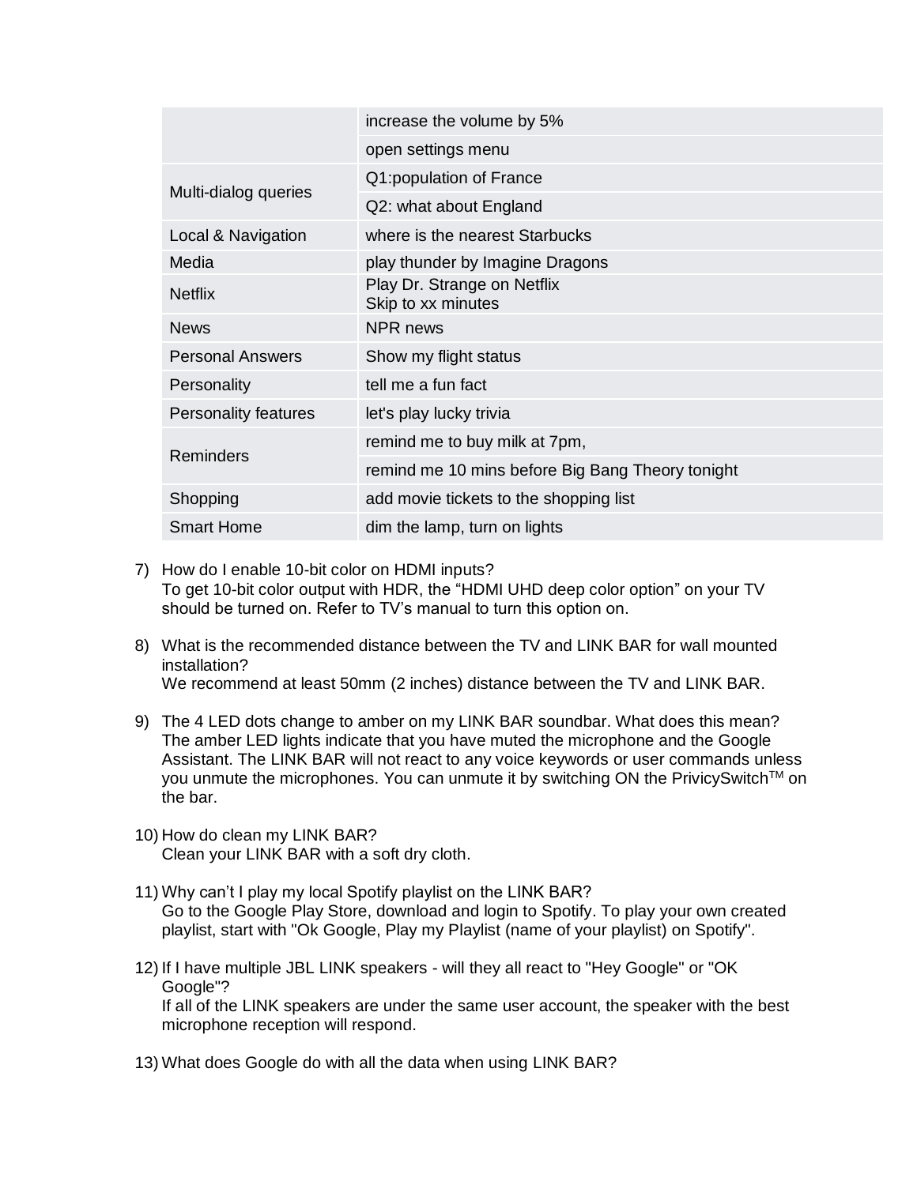| | |
|---|---|
| | increase the volume by 5% |
| | open settings menu |
| Multi-dialog queries | Q1:population of France |
| | Q2: what about England |
| Local & Navigation | where is the nearest Starbucks |
| Media | play thunder by Imagine Dragons |
| Netflix | Play Dr. Strange on Netflix<br>Skip to xx minutes |
| News | NPR news |
| Personal Answers | Show my flight status |
| Personality | tell me a fun fact |
| Personality features | let's play lucky trivia |
| Reminders | remind me to buy milk at 7pm, |
| | remind me 10 mins before Big Bang Theory tonight |
| Shopping | add movie tickets to the shopping list |
| Smart Home | dim the lamp, turn on lights |

7) How do I enable 10-bit color on HDMI inputs?
   To get 10-bit color output with HDR, the "HDMI UHD deep color option" on your TV should be turned on. Refer to TV's manual to turn this option on.

8) What is the recommended distance between the TV and LINK BAR for wall mounted installation?
   We recommend at least 50mm (2 inches) distance between the TV and LINK BAR.

9) The 4 LED dots change to amber on my LINK BAR soundbar. What does this mean?
   The amber LED lights indicate that you have muted the microphone and the Google Assistant. The LINK BAR will not react to any voice keywords or user commands unless you unmute the microphones. You can unmute it by switching ON the PrivicySwitch™ on the bar.

10) How do clean my LINK BAR?
    Clean your LINK BAR with a soft dry cloth.

11) Why can't I play my local Spotify playlist on the LINK BAR?
    Go to the Google Play Store, download and login to Spotify. To play your own created playlist, start with "Ok Google, Play my Playlist (name of your playlist) on Spotify".

12) If I have multiple JBL LINK speakers - will they all react to "Hey Google" or "OK Google"?
    If all of the LINK speakers are under the same user account, the speaker with the best microphone reception will respond.

13) What does Google do with all the data when using LINK BAR?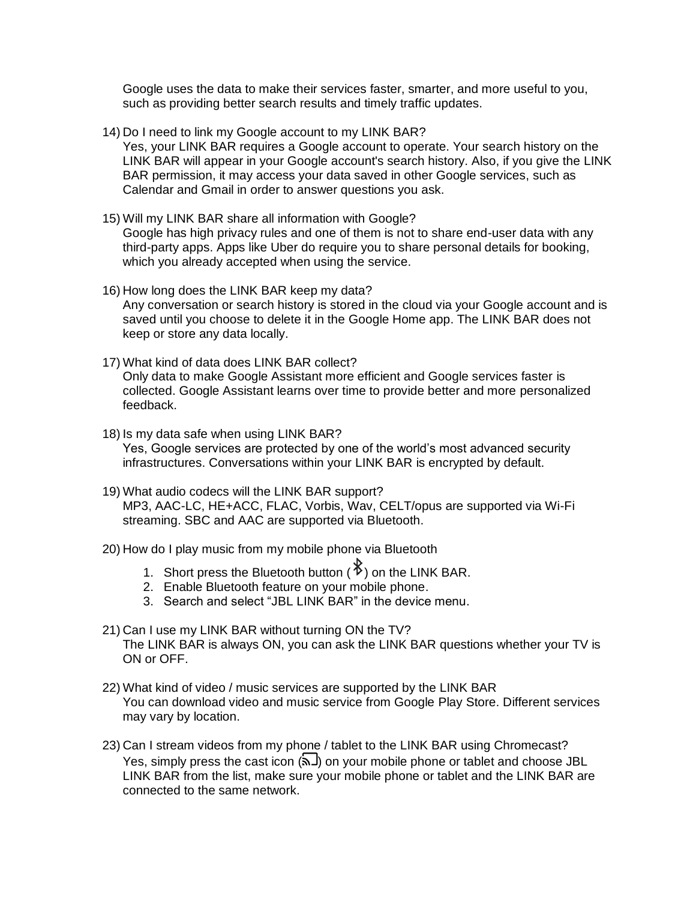Google uses the data to make their services faster, smarter, and more useful to you, such as providing better search results and timely traffic updates.

14) Do I need to link my Google account to my LINK BAR?
    Yes, your LINK BAR requires a Google account to operate. Your search history on the LINK BAR will appear in your Google account's search history. Also, if you give the LINK BAR permission, it may access your data saved in other Google services, such as Calendar and Gmail in order to answer questions you ask.

15) Will my LINK BAR share all information with Google?
    Google has high privacy rules and one of them is not to share end-user data with any third-party apps. Apps like Uber do require you to share personal details for booking, which you already accepted when using the service.

16) How long does the LINK BAR keep my data?
    Any conversation or search history is stored in the cloud via your Google account and is saved until you choose to delete it in the Google Home app. The LINK BAR does not keep or store any data locally.

17) What kind of data does LINK BAR collect?
    Only data to make Google Assistant more efficient and Google services faster is collected. Google Assistant learns over time to provide better and more personalized feedback.

18) Is my data safe when using LINK BAR?
    Yes, Google services are protected by one of the world's most advanced security infrastructures. Conversations within your LINK BAR is encrypted by default.

19) What audio codecs will the LINK BAR support?
    MP3, AAC-LC, HE+ACC, FLAC, Vorbis, Wav, CELT/opus are supported via Wi-Fi streaming. SBC and AAC are supported via Bluetooth.

20) How do I play music from my mobile phone via Bluetooth
    1. Short press the Bluetooth button (ᛒ) on the LINK BAR.
    2. Enable Bluetooth feature on your mobile phone.
    3. Search and select "JBL LINK BAR" in the device menu.

21) Can I use my LINK BAR without turning ON the TV?
    The LINK BAR is always ON, you can ask the LINK BAR questions whether your TV is ON or OFF.

22) What kind of video / music services are supported by the LINK BAR
    You can download video and music service from Google Play Store. Different services may vary by location.

23) Can I stream videos from my phone / tablet to the LINK BAR using Chromecast?
    Yes, simply press the cast icon () on your mobile phone or tablet and choose JBL LINK BAR from the list, make sure your mobile phone or tablet and the LINK BAR are connected to the same network.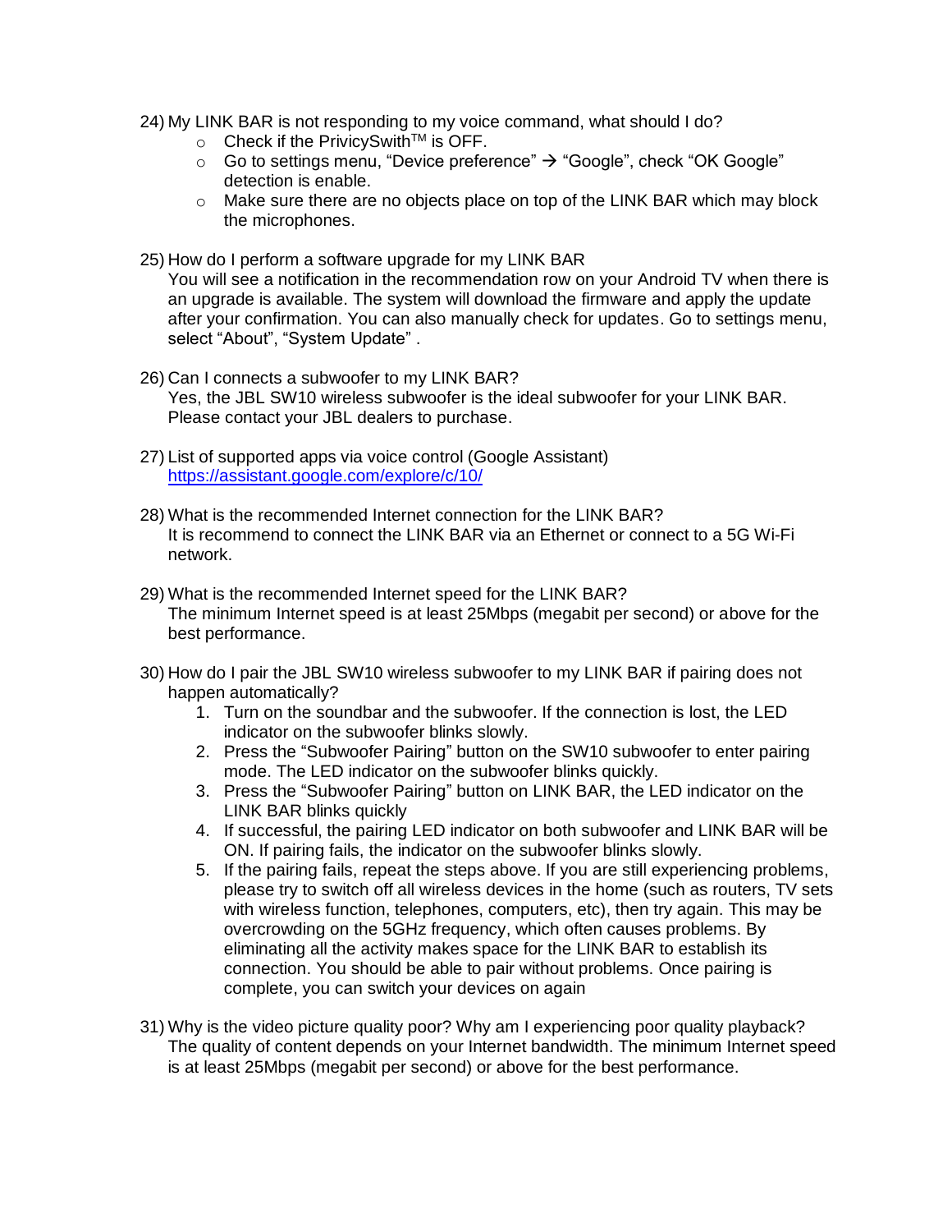24) My LINK BAR is not responding to my voice command, what should I do?
    - Check if the PrivicySwith™ is OFF.
    - Go to settings menu, “Device preference” → “Google”, check “OK Google” detection is enable.
    - Make sure there are no objects place on top of the LINK BAR which may block the microphones.

25) How do I perform a software upgrade for my LINK BAR
    You will see a notification in the recommendation row on your Android TV when there is an upgrade is available. The system will download the firmware and apply the update after your confirmation. You can also manually check for updates. Go to settings menu, select “About”, “System Update” .

26) Can I connects a subwoofer to my LINK BAR?
    Yes, the JBL SW10 wireless subwoofer is the ideal subwoofer for your LINK BAR. Please contact your JBL dealers to purchase.

27) List of supported apps via voice control (Google Assistant)
    https://assistant.google.com/explore/c/10/

28) What is the recommended Internet connection for the LINK BAR?
    It is recommend to connect the LINK BAR via an Ethernet or connect to a 5G Wi-Fi network.

29) What is the recommended Internet speed for the LINK BAR?
    The minimum Internet speed is at least 25Mbps (megabit per second) or above for the best performance.

30) How do I pair the JBL SW10 wireless subwoofer to my LINK BAR if pairing does not happen automatically?
    1. Turn on the soundbar and the subwoofer. If the connection is lost, the LED indicator on the subwoofer blinks slowly.
    2. Press the “Subwoofer Pairing” button on the SW10 subwoofer to enter pairing mode. The LED indicator on the subwoofer blinks quickly.
    3. Press the “Subwoofer Pairing” button on LINK BAR, the LED indicator on the LINK BAR blinks quickly
    4. If successful, the pairing LED indicator on both subwoofer and LINK BAR will be ON. If pairing fails, the indicator on the subwoofer blinks slowly.
    5. If the pairing fails, repeat the steps above. If you are still experiencing problems, please try to switch off all wireless devices in the home (such as routers, TV sets with wireless function, telephones, computers, etc), then try again. This may be overcrowding on the 5GHz frequency, which often causes problems. By eliminating all the activity makes space for the LINK BAR to establish its connection. You should be able to pair without problems. Once pairing is complete, you can switch your devices on again

31) Why is the video picture quality poor? Why am I experiencing poor quality playback?
    The quality of content depends on your Internet bandwidth. The minimum Internet speed is at least 25Mbps (megabit per second) or above for the best performance.